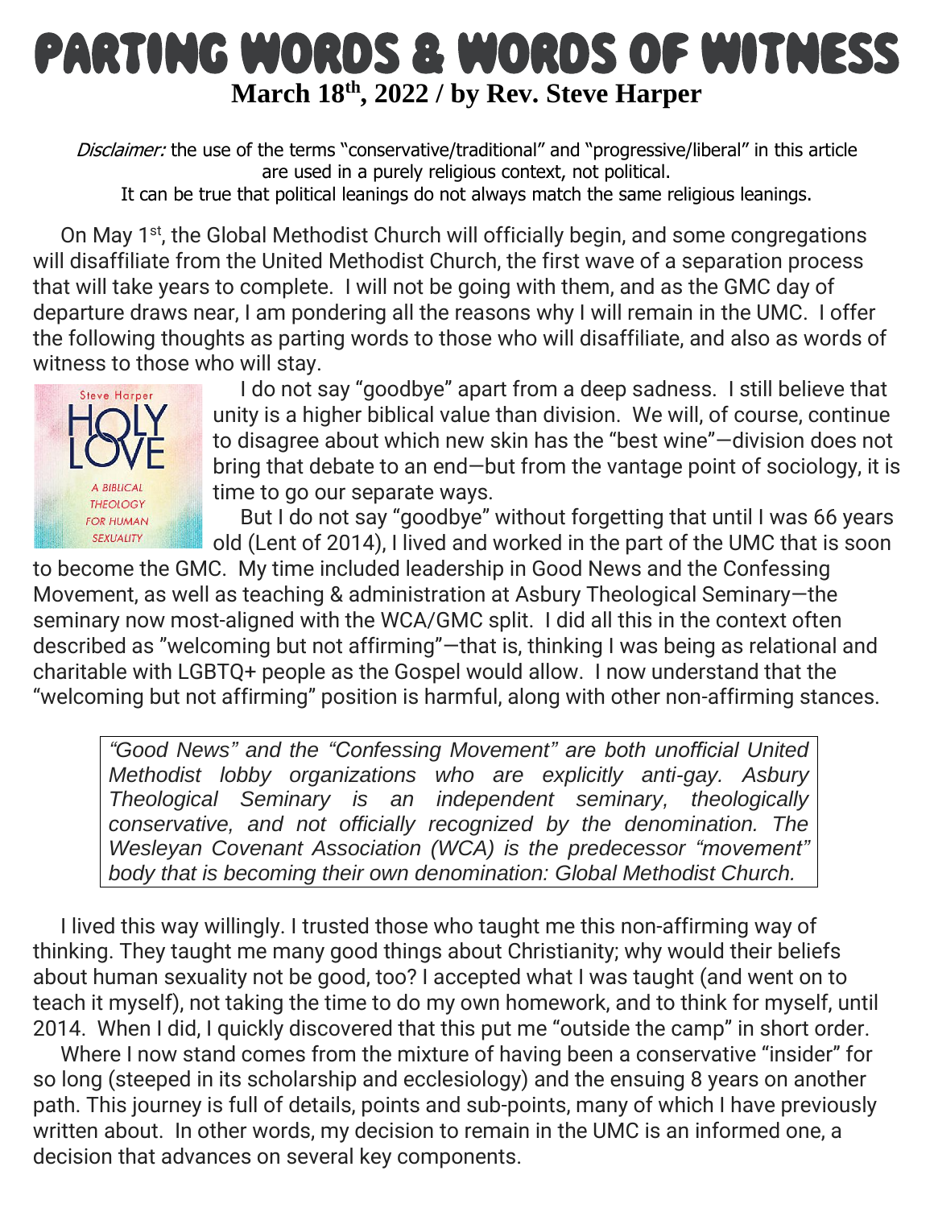# PARTING WORDS & WORDS OF WITNESS

**March 18th, 2022 / by Rev. Steve Harper**

*Disclaimer:* the use of the terms "conservative/traditional" and "progressive/liberal" in this article are used in a purely religious context, not political.
It can be true that political leanings do not always match the same religious leanings.

On May 1st, the Global Methodist Church will officially begin, and some congregations will disaffiliate from the United Methodist Church, the first wave of a separation process that will take years to complete. I will not be going with them, and as the GMC day of departure draws near, I am pondering all the reasons why I will remain in the UMC. I offer the following thoughts as parting words to those who will disaffiliate, and also as words of witness to those who will stay.

I do not say "goodbye" apart from a deep sadness. I still believe that unity is a higher biblical value than division. We will, of course, continue to disagree about which new skin has the "best wine"—division does not bring that debate to an end—but from the vantage point of sociology, it is time to go our separate ways.

But I do not say "goodbye" without forgetting that until I was 66 years old (Lent of 2014), I lived and worked in the part of the UMC that is soon to become the GMC. My time included leadership in Good News and the Confessing Movement, as well as teaching & administration at Asbury Theological Seminary—the seminary now most-aligned with the WCA/GMC split. I did all this in the context often described as "welcoming but not affirming"—that is, thinking I was being as relational and charitable with LGBTQ+ people as the Gospel would allow. I now understand that the "welcoming but not affirming" position is harmful, along with other non-affirming stances.

> *"Good News" and the "Confessing Movement" are both unofficial United Methodist lobby organizations who are explicitly anti-gay. Asbury Theological Seminary is an independent seminary, theologically conservative, and not officially recognized by the denomination. The Wesleyan Covenant Association (WCA) is the predecessor "movement" body that is becoming their own denomination: Global Methodist Church.*

I lived this way willingly. I trusted those who taught me this non-affirming way of thinking. They taught me many good things about Christianity; why would their beliefs about human sexuality not be good, too? I accepted what I was taught (and went on to teach it myself), not taking the time to do my own homework, and to think for myself, until 2014. When I did, I quickly discovered that this put me "outside the camp" in short order.

Where I now stand comes from the mixture of having been a conservative "insider" for so long (steeped in its scholarship and ecclesiology) and the ensuing 8 years on another path. This journey is full of details, points and sub-points, many of which I have previously written about. In other words, my decision to remain in the UMC is an informed one, a decision that advances on several key components.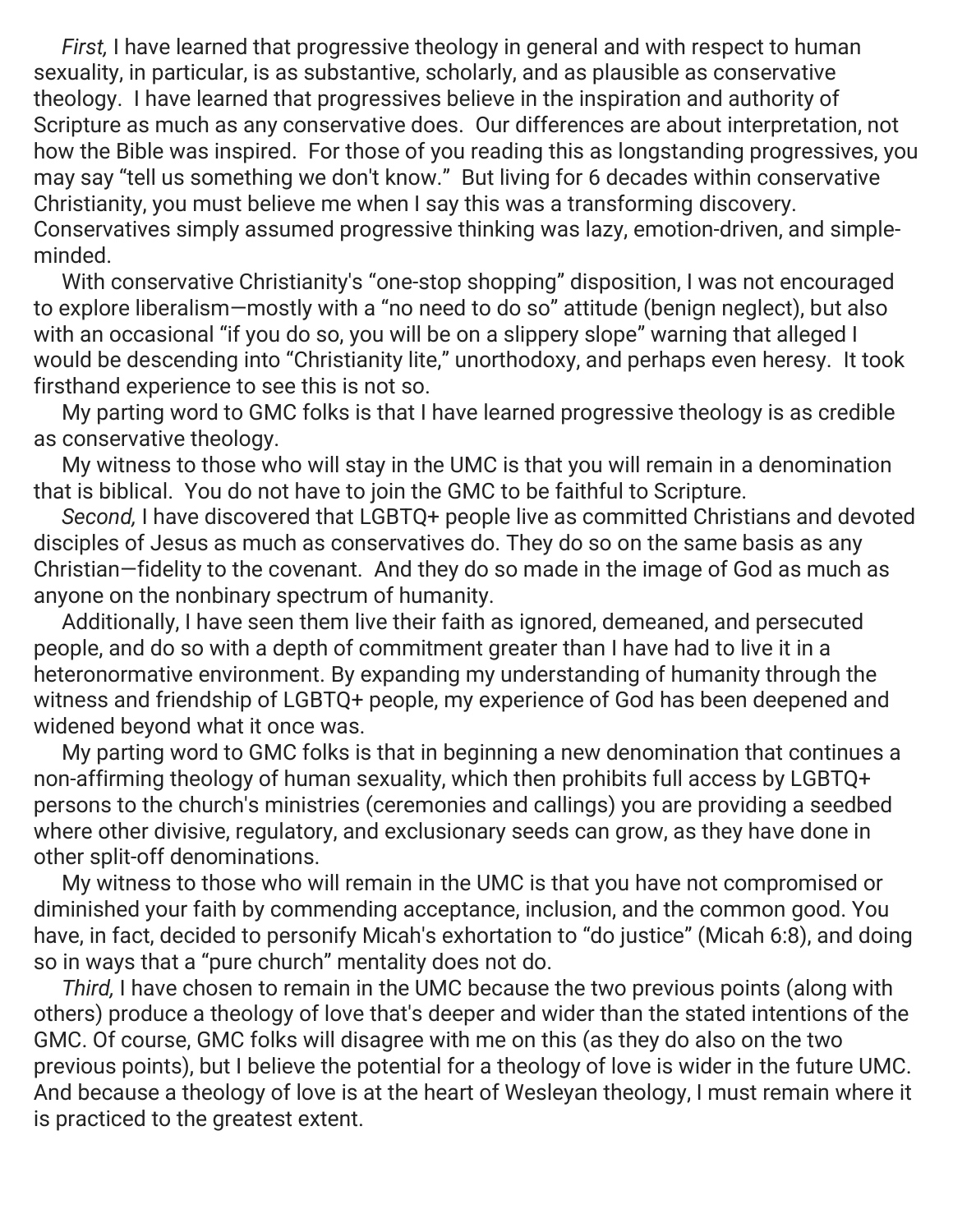*First,* I have learned that progressive theology in general and with respect to human sexuality, in particular, is as substantive, scholarly, and as plausible as conservative theology. I have learned that progressives believe in the inspiration and authority of Scripture as much as any conservative does. Our differences are about interpretation, not how the Bible was inspired. For those of you reading this as longstanding progressives, you may say "tell us something we don't know." But living for 6 decades within conservative Christianity, you must believe me when I say this was a transforming discovery. Conservatives simply assumed progressive thinking was lazy, emotion-driven, and simple-minded.

With conservative Christianity's "one-stop shopping" disposition, I was not encouraged to explore liberalism—mostly with a "no need to do so" attitude (benign neglect), but also with an occasional "if you do so, you will be on a slippery slope" warning that alleged I would be descending into "Christianity lite," unorthodoxy, and perhaps even heresy. It took firsthand experience to see this is not so.

My parting word to GMC folks is that I have learned progressive theology is as credible as conservative theology.

My witness to those who will stay in the UMC is that you will remain in a denomination that is biblical. You do not have to join the GMC to be faithful to Scripture.

*Second,* I have discovered that LGBTQ+ people live as committed Christians and devoted disciples of Jesus as much as conservatives do. They do so on the same basis as any Christian—fidelity to the covenant. And they do so made in the image of God as much as anyone on the nonbinary spectrum of humanity.

Additionally, I have seen them live their faith as ignored, demeaned, and persecuted people, and do so with a depth of commitment greater than I have had to live it in a heteronormative environment. By expanding my understanding of humanity through the witness and friendship of LGBTQ+ people, my experience of God has been deepened and widened beyond what it once was.

My parting word to GMC folks is that in beginning a new denomination that continues a non-affirming theology of human sexuality, which then prohibits full access by LGBTQ+ persons to the church's ministries (ceremonies and callings) you are providing a seedbed where other divisive, regulatory, and exclusionary seeds can grow, as they have done in other split-off denominations.

My witness to those who will remain in the UMC is that you have not compromised or diminished your faith by commending acceptance, inclusion, and the common good. You have, in fact, decided to personify Micah's exhortation to "do justice" (Micah 6:8), and doing so in ways that a "pure church" mentality does not do.

*Third,* I have chosen to remain in the UMC because the two previous points (along with others) produce a theology of love that's deeper and wider than the stated intentions of the GMC. Of course, GMC folks will disagree with me on this (as they do also on the two previous points), but I believe the potential for a theology of love is wider in the future UMC. And because a theology of love is at the heart of Wesleyan theology, I must remain where it is practiced to the greatest extent.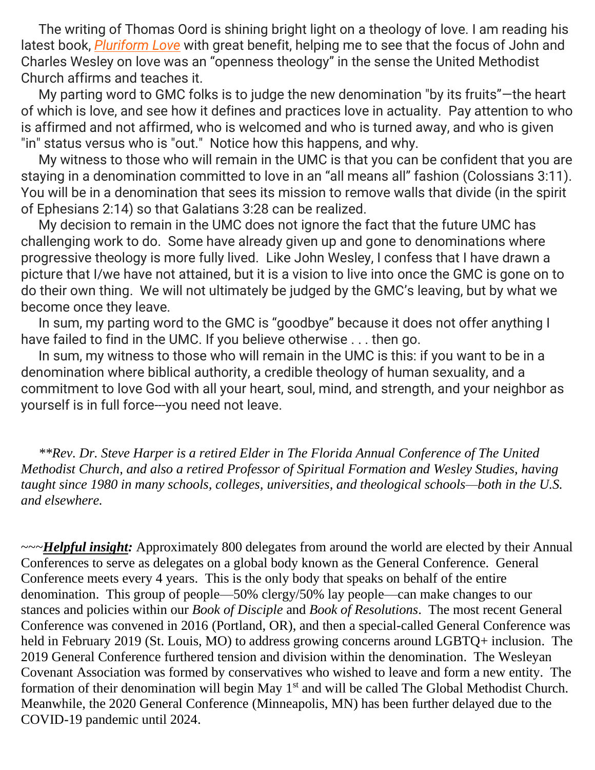The writing of Thomas Oord is shining bright light on a theology of love. I am reading his latest book, *Pluriform Love* with great benefit, helping me to see that the focus of John and Charles Wesley on love was an "openness theology" in the sense the United Methodist Church affirms and teaches it.

My parting word to GMC folks is to judge the new denomination "by its fruits"—the heart of which is love, and see how it defines and practices love in actuality. Pay attention to who is affirmed and not affirmed, who is welcomed and who is turned away, and who is given "in" status versus who is "out." Notice how this happens, and why.

My witness to those who will remain in the UMC is that you can be confident that you are staying in a denomination committed to love in an "all means all" fashion (Colossians 3:11). You will be in a denomination that sees its mission to remove walls that divide (in the spirit of Ephesians 2:14) so that Galatians 3:28 can be realized.

My decision to remain in the UMC does not ignore the fact that the future UMC has challenging work to do. Some have already given up and gone to denominations where progressive theology is more fully lived. Like John Wesley, I confess that I have drawn a picture that I/we have not attained, but it is a vision to live into once the GMC is gone on to do their own thing. We will not ultimately be judged by the GMC's leaving, but by what we become once they leave.

In sum, my parting word to the GMC is "goodbye" because it does not offer anything I have failed to find in the UMC. If you believe otherwise . . . then go.

In sum, my witness to those who will remain in the UMC is this: if you want to be in a denomination where biblical authority, a credible theology of human sexuality, and a commitment to love God with all your heart, soul, mind, and strength, and your neighbor as yourself is in full force---you need not leave.

*\*\*Rev. Dr. Steve Harper is a retired Elder in The Florida Annual Conference of The United Methodist Church, and also a retired Professor of Spiritual Formation and Wesley Studies, having taught since 1980 in many schools, colleges, universities, and theological schools—both in the U.S. and elsewhere.*

~~~***Helpful insight:*** Approximately 800 delegates from around the world are elected by their Annual Conferences to serve as delegates on a global body known as the General Conference. General Conference meets every 4 years. This is the only body that speaks on behalf of the entire denomination. This group of people—50% clergy/50% lay people—can make changes to our stances and policies within our *Book of Disciple* and *Book of Resolutions*. The most recent General Conference was convened in 2016 (Portland, OR), and then a special-called General Conference was held in February 2019 (St. Louis, MO) to address growing concerns around LGBTQ+ inclusion. The 2019 General Conference furthered tension and division within the denomination. The Wesleyan Covenant Association was formed by conservatives who wished to leave and form a new entity. The formation of their denomination will begin May 1st and will be called The Global Methodist Church. Meanwhile, the 2020 General Conference (Minneapolis, MN) has been further delayed due to the COVID-19 pandemic until 2024.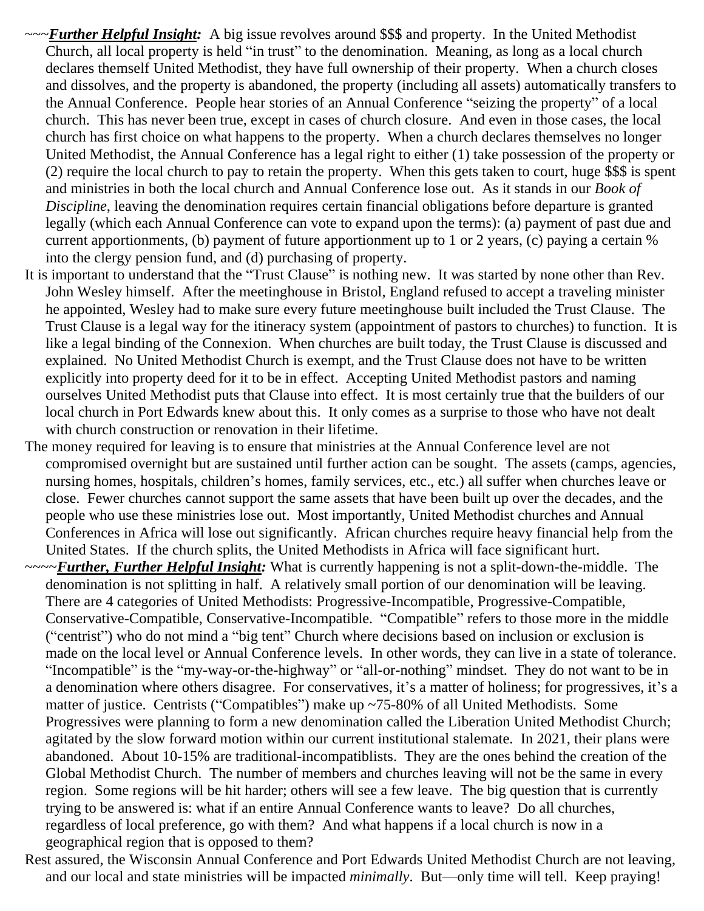~~~***Further Helpful Insight:*** A big issue revolves around $$$ and property. In the United Methodist Church, all local property is held "in trust" to the denomination. Meaning, as long as a local church declares themself United Methodist, they have full ownership of their property. When a church closes and dissolves, and the property is abandoned, the property (including all assets) automatically transfers to the Annual Conference. People hear stories of an Annual Conference "seizing the property" of a local church. This has never been true, except in cases of church closure. And even in those cases, the local church has first choice on what happens to the property. When a church declares themselves no longer United Methodist, the Annual Conference has a legal right to either (1) take possession of the property or (2) require the local church to pay to retain the property. When this gets taken to court, huge $$$ is spent and ministries in both the local church and Annual Conference lose out. As it stands in our *Book of Discipline*, leaving the denomination requires certain financial obligations before departure is granted legally (which each Annual Conference can vote to expand upon the terms): (a) payment of past due and current apportionments, (b) payment of future apportionment up to 1 or 2 years, (c) paying a certain % into the clergy pension fund, and (d) purchasing of property.

It is important to understand that the "Trust Clause" is nothing new. It was started by none other than Rev. John Wesley himself. After the meetinghouse in Bristol, England refused to accept a traveling minister he appointed, Wesley had to make sure every future meetinghouse built included the Trust Clause. The Trust Clause is a legal way for the itineracy system (appointment of pastors to churches) to function. It is like a legal binding of the Connexion. When churches are built today, the Trust Clause is discussed and explained. No United Methodist Church is exempt, and the Trust Clause does not have to be written explicitly into property deed for it to be in effect. Accepting United Methodist pastors and naming ourselves United Methodist puts that Clause into effect. It is most certainly true that the builders of our local church in Port Edwards knew about this. It only comes as a surprise to those who have not dealt with church construction or renovation in their lifetime.

The money required for leaving is to ensure that ministries at the Annual Conference level are not compromised overnight but are sustained until further action can be sought. The assets (camps, agencies, nursing homes, hospitals, children's homes, family services, etc., etc.) all suffer when churches leave or close. Fewer churches cannot support the same assets that have been built up over the decades, and the people who use these ministries lose out. Most importantly, United Methodist churches and Annual Conferences in Africa will lose out significantly. African churches require heavy financial help from the United States. If the church splits, the United Methodists in Africa will face significant hurt.

~~~~***Further, Further Helpful Insight:*** What is currently happening is not a split-down-the-middle. The denomination is not splitting in half. A relatively small portion of our denomination will be leaving. There are 4 categories of United Methodists: Progressive-Incompatible, Progressive-Compatible, Conservative-Compatible, Conservative-Incompatible. "Compatible" refers to those more in the middle ("centrist") who do not mind a "big tent" Church where decisions based on inclusion or exclusion is made on the local level or Annual Conference levels. In other words, they can live in a state of tolerance. "Incompatible" is the "my-way-or-the-highway" or "all-or-nothing" mindset. They do not want to be in a denomination where others disagree. For conservatives, it's a matter of holiness; for progressives, it's a matter of justice. Centrists ("Compatibles") make up ~75-80% of all United Methodists. Some Progressives were planning to form a new denomination called the Liberation United Methodist Church; agitated by the slow forward motion within our current institutional stalemate. In 2021, their plans were abandoned. About 10-15% are traditional-incompatiblists. They are the ones behind the creation of the Global Methodist Church. The number of members and churches leaving will not be the same in every region. Some regions will be hit harder; others will see a few leave. The big question that is currently trying to be answered is: what if an entire Annual Conference wants to leave? Do all churches, regardless of local preference, go with them? And what happens if a local church is now in a geographical region that is opposed to them?

Rest assured, the Wisconsin Annual Conference and Port Edwards United Methodist Church are not leaving, and our local and state ministries will be impacted *minimally*. But—only time will tell. Keep praying!